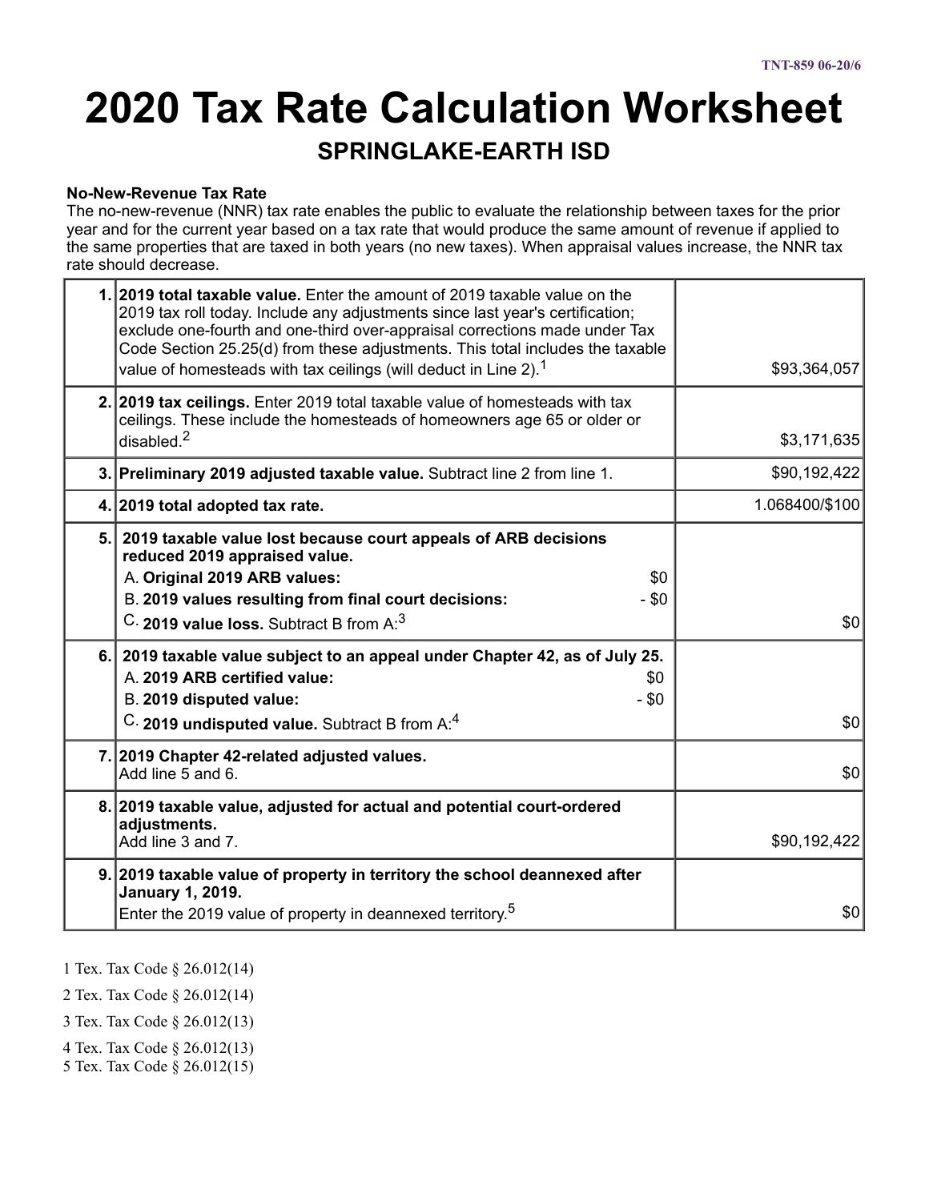# 2020 Tax Rate Calculation Worksheet

## SPRINGLAKE-EARTH ISD

**No-New-Revenue Tax Rate**

The no-new-revenue (NNR) tax rate enables the public to evaluate the relationship between taxes for the prior year and for the current year based on a tax rate that would produce the same amount of revenue if applied to the same properties that are taxed in both years (no new taxes). When appraisal values increase, the NNR tax rate should decrease.

| | | |
|---|---|---|
| 1. | **2019 total taxable value.** Enter the amount of 2019 taxable value on the 2019 tax roll today. Include any adjustments since last year's certification; exclude one-fourth and one-third over-appraisal corrections made under Tax Code Section 25.25(d) from these adjustments. This total includes the taxable value of homesteads with tax ceilings (will deduct in Line 2).[1] | $93,364,057 |
| 2. | **2019 tax ceilings.** Enter 2019 total taxable value of homesteads with tax ceilings. These include the homesteads of homeowners age 65 or older or disabled.[2] | $3,171,635 |
| 3. | **Preliminary 2019 adjusted taxable value.** Subtract line 2 from line 1. | $90,192,422 |
| 4. | **2019 total adopted tax rate.** | 1.068400/$100 |
| 5. | **2019 taxable value lost because court appeals of ARB decisions reduced 2019 appraised value.**<br>A. **Original 2019 ARB values:** $0<br>B. **2019 values resulting from final court decisions:** - $0<br>C. **2019 value loss.** Subtract B from A:[3] | $0 |
| 6. | **2019 taxable value subject to an appeal under Chapter 42, as of July 25.**<br>A. **2019 ARB certified value:** $0<br>B. **2019 disputed value:** - $0<br>C. **2019 undisputed value.** Subtract B from A:[4] | $0 |
| 7. | **2019 Chapter 42-related adjusted values.**<br>Add line 5 and 6. | $0 |
| 8. | **2019 taxable value, adjusted for actual and potential court-ordered adjustments.**<br>Add line 3 and 7. | $90,192,422 |
| 9. | **2019 taxable value of property in territory the school deannexed after January 1, 2019.**<br>Enter the 2019 value of property in deannexed territory.[5] | $0 |

1 Tex. Tax Code § 26.012(14)

2 Tex. Tax Code § 26.012(14)

3 Tex. Tax Code § 26.012(13)

4 Tex. Tax Code § 26.012(13)

5 Tex. Tax Code § 26.012(15)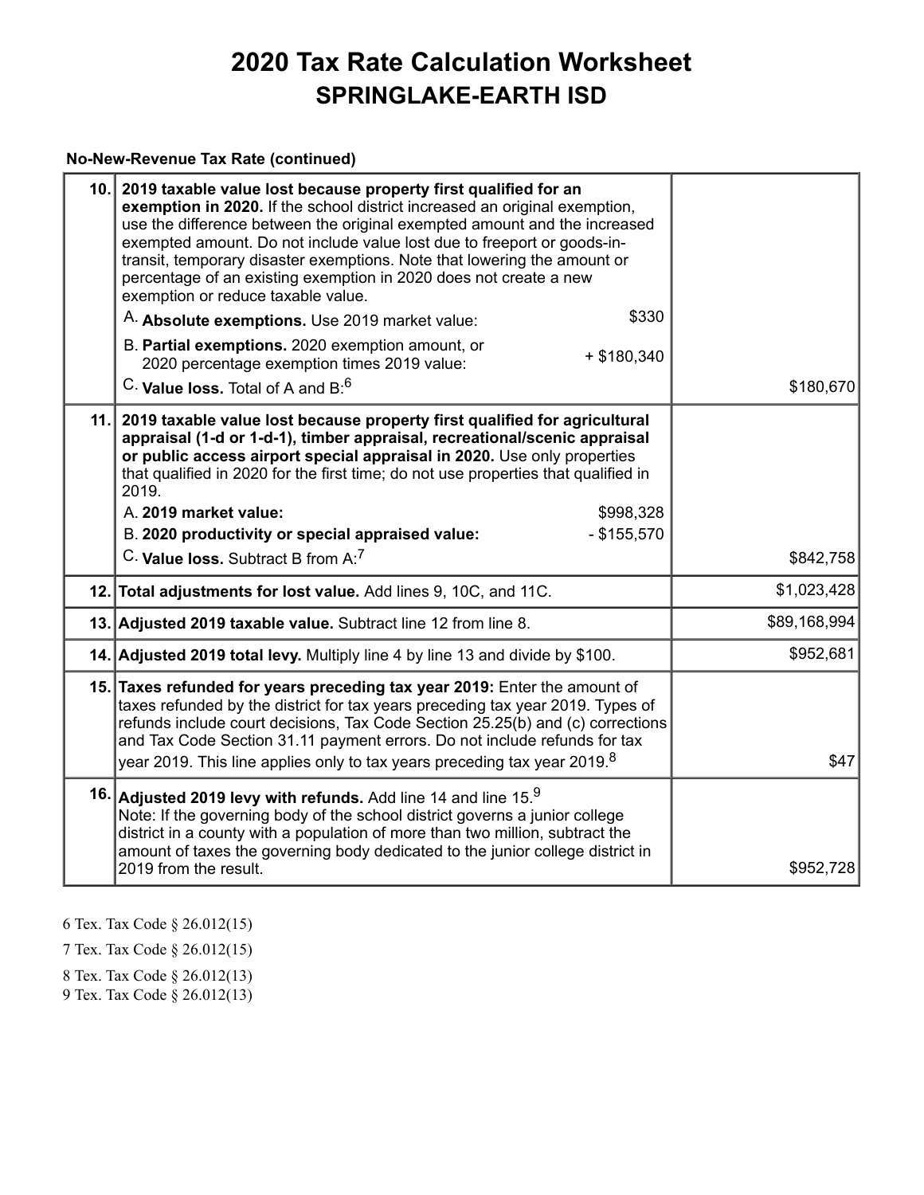# 2020 Tax Rate Calculation Worksheet
## SPRINGLAKE-EARTH ISD

**No-New-Revenue Tax Rate (continued)**

| Line | Description | | Amount |
|---|---|---|---|
| 10. | **2019 taxable value lost because property first qualified for an exemption in 2020.** If the school district increased an original exemption, use the difference between the original exempted amount and the increased exempted amount. Do not include value lost due to freeport or goods-in-transit, temporary disaster exemptions. Note that lowering the amount or percentage of an existing exemption in 2020 does not create a new exemption or reduce taxable value. | | |
| | A. **Absolute exemptions.** Use 2019 market value: | $330 | |
| | B. **Partial exemptions.** 2020 exemption amount, or 2020 percentage exemption times 2019 value: | + $180,340 | |
| | C. **Value loss.** Total of A and B:[6] | | $180,670 |
| 11. | **2019 taxable value lost because property first qualified for agricultural appraisal (1-d or 1-d-1), timber appraisal, recreational/scenic appraisal or public access airport special appraisal in 2020.** Use only properties that qualified in 2020 for the first time; do not use properties that qualified in 2019. | | |
| | A. **2019 market value:** | $998,328 | |
| | B. **2020 productivity or special appraised value:** | - $155,570 | |
| | C. **Value loss.** Subtract B from A:[7] | | $842,758 |
| 12. | **Total adjustments for lost value.** Add lines 9, 10C, and 11C. | | $1,023,428 |
| 13. | **Adjusted 2019 taxable value.** Subtract line 12 from line 8. | | $89,168,994 |
| 14. | **Adjusted 2019 total levy.** Multiply line 4 by line 13 and divide by $100. | | $952,681 |
| 15. | **Taxes refunded for years preceding tax year 2019:** Enter the amount of taxes refunded by the district for tax years preceding tax year 2019. Types of refunds include court decisions, Tax Code Section 25.25(b) and (c) corrections and Tax Code Section 31.11 payment errors. Do not include refunds for tax year 2019. This line applies only to tax years preceding tax year 2019.[8] | | $47 |
| 16. | **Adjusted 2019 levy with refunds.** Add line 14 and line 15.[9] Note: If the governing body of the school district governs a junior college district in a county with a population of more than two million, subtract the amount of taxes the governing body dedicated to the junior college district in 2019 from the result. | | $952,728 |

6 Tex. Tax Code § 26.012(15)

7 Tex. Tax Code § 26.012(15)

8 Tex. Tax Code § 26.012(13)

9 Tex. Tax Code § 26.012(13)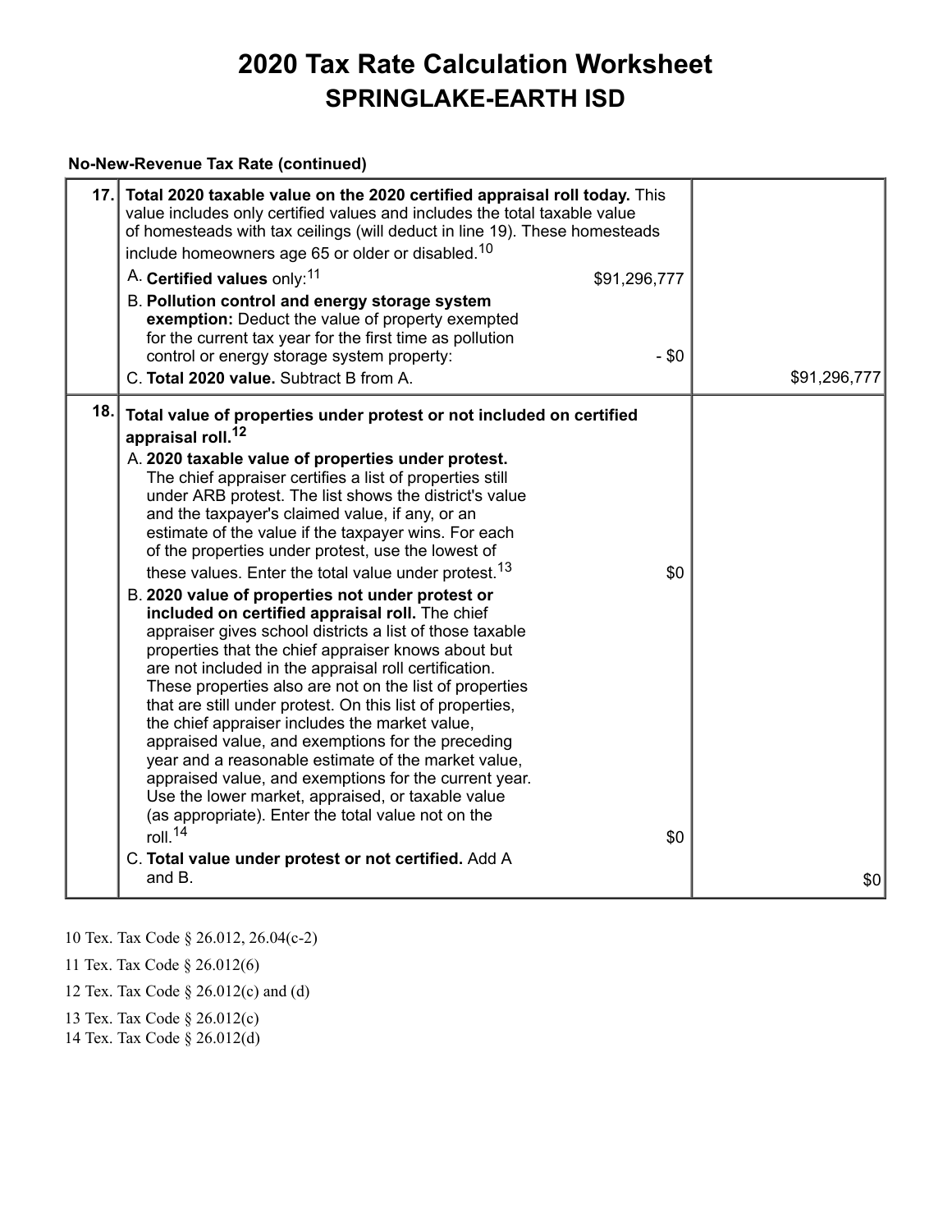# 2020 Tax Rate Calculation Worksheet
## SPRINGLAKE-EARTH ISD

**No-New-Revenue Tax Rate (continued)**

| Line | Description | Amount |
|---|---|---|
| 17. | **Total 2020 taxable value on the 2020 certified appraisal roll today.** This value includes only certified values and includes the total taxable value of homesteads with tax ceilings (will deduct in line 19). These homesteads include homeowners age 65 or older or disabled.[10]<br><br>A. **Certified values** only:[11] $91,296,777<br><br>B. **Pollution control and energy storage system exemption:** Deduct the value of property exempted for the current tax year for the first time as pollution control or energy storage system property: - $0<br><br>C. **Total 2020 value.** Subtract B from A. | $91,296,777 |
| 18. | **Total value of properties under protest or not included on certified appraisal roll.**[12]<br><br>A. **2020 taxable value of properties under protest.** The chief appraiser certifies a list of properties still under ARB protest. The list shows the district's value and the taxpayer's claimed value, if any, or an estimate of the value if the taxpayer wins. For each of the properties under protest, use the lowest of these values. Enter the total value under protest.[13] $0<br><br>B. **2020 value of properties not under protest or included on certified appraisal roll.** The chief appraiser gives school districts a list of those taxable properties that the chief appraiser knows about but are not included in the appraisal roll certification. These properties also are not on the list of properties that are still under protest. On this list of properties, the chief appraiser includes the market value, appraised value, and exemptions for the preceding year and a reasonable estimate of the market value, appraised value, and exemptions for the current year. Use the lower market, appraised, or taxable value (as appropriate). Enter the total value not on the roll.[14] $0<br><br>C. **Total value under protest or not certified.** Add A and B. | $0 |

10 Tex. Tax Code § 26.012, 26.04(c-2)

11 Tex. Tax Code § 26.012(6)

12 Tex. Tax Code § 26.012(c) and (d)

13 Tex. Tax Code § 26.012(c)

14 Tex. Tax Code § 26.012(d)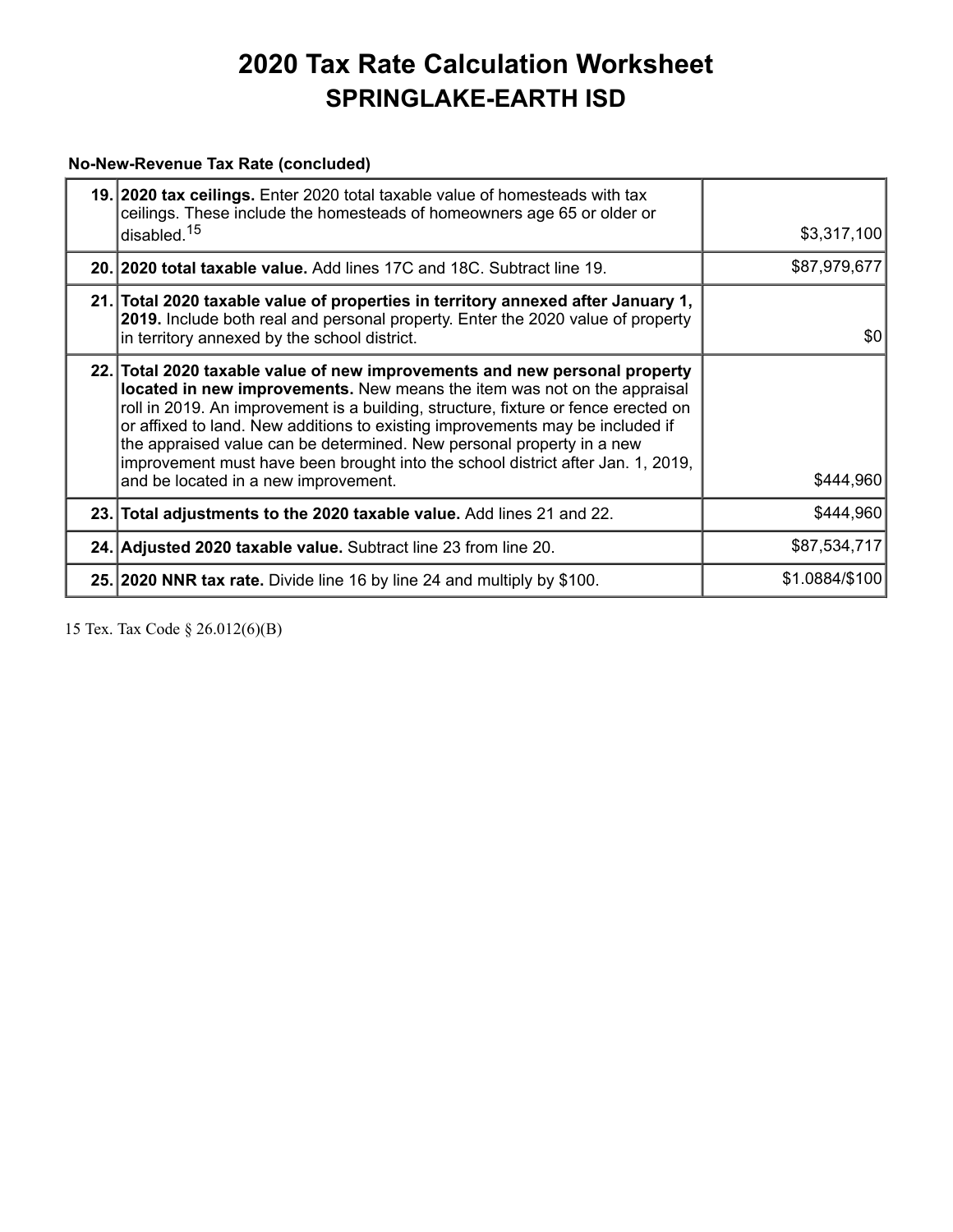# 2020 Tax Rate Calculation Worksheet
## SPRINGLAKE-EARTH ISD

**No-New-Revenue Tax Rate (concluded)**

| | | |
|---|---|---|
| **19.** | **2020 tax ceilings.** Enter 2020 total taxable value of homesteads with tax ceilings. These include the homesteads of homeowners age 65 or older or disabled.[15] | $3,317,100 |
| **20.** | **2020 total taxable value.** Add lines 17C and 18C. Subtract line 19. | $87,979,677 |
| **21.** | **Total 2020 taxable value of properties in territory annexed after January 1, 2019.** Include both real and personal property. Enter the 2020 value of property in territory annexed by the school district. | $0 |
| **22.** | **Total 2020 taxable value of new improvements and new personal property located in new improvements.** New means the item was not on the appraisal roll in 2019. An improvement is a building, structure, fixture or fence erected on or affixed to land. New additions to existing improvements may be included if the appraised value can be determined. New personal property in a new improvement must have been brought into the school district after Jan. 1, 2019, and be located in a new improvement. | $444,960 |
| **23.** | **Total adjustments to the 2020 taxable value.** Add lines 21 and 22. | $444,960 |
| **24.** | **Adjusted 2020 taxable value.** Subtract line 23 from line 20. | $87,534,717 |
| **25.** | **2020 NNR tax rate.** Divide line 16 by line 24 and multiply by $100. | $1.0884/$100 |

15 Tex. Tax Code § 26.012(6)(B)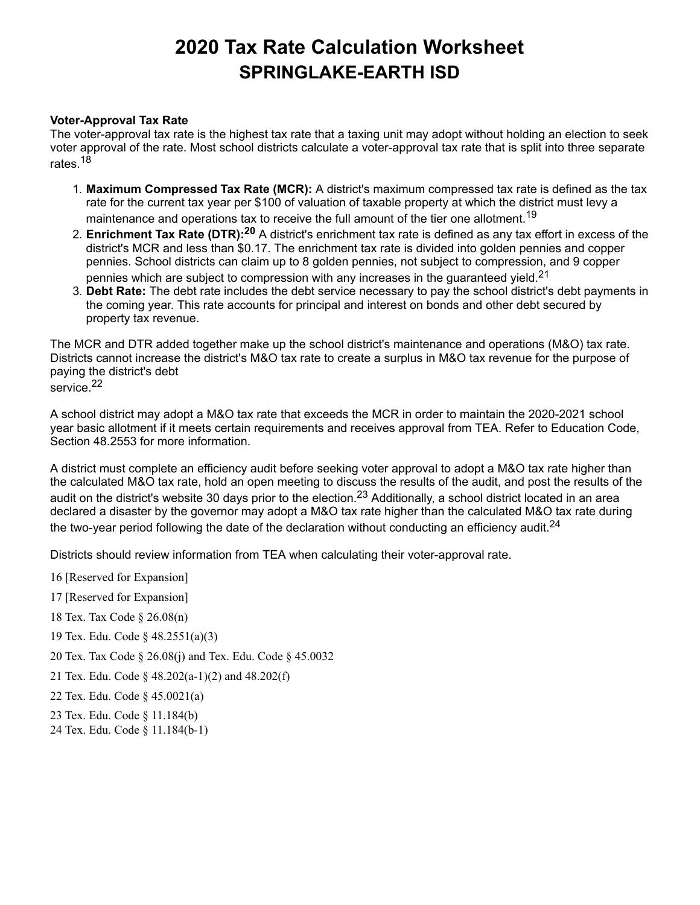# 2020 Tax Rate Calculation Worksheet
## SPRINGLAKE-EARTH ISD

**Voter-Approval Tax Rate**

The voter-approval tax rate is the highest tax rate that a taxing unit may adopt without holding an election to seek voter approval of the rate. Most school districts calculate a voter-approval tax rate that is split into three separate rates.[18]

1. **Maximum Compressed Tax Rate (MCR):** A district's maximum compressed tax rate is defined as the tax rate for the current tax year per $100 of valuation of taxable property at which the district must levy a maintenance and operations tax to receive the full amount of the tier one allotment.[19]
2. **Enrichment Tax Rate (DTR):[20]** A district's enrichment tax rate is defined as any tax effort in excess of the district's MCR and less than $0.17. The enrichment tax rate is divided into golden pennies and copper pennies. School districts can claim up to 8 golden pennies, not subject to compression, and 9 copper pennies which are subject to compression with any increases in the guaranteed yield.[21]
3. **Debt Rate:** The debt rate includes the debt service necessary to pay the school district's debt payments in the coming year. This rate accounts for principal and interest on bonds and other debt secured by property tax revenue.

The MCR and DTR added together make up the school district's maintenance and operations (M&O) tax rate. Districts cannot increase the district's M&O tax rate to create a surplus in M&O tax revenue for the purpose of paying the district's debt
service.[22]

A school district may adopt a M&O tax rate that exceeds the MCR in order to maintain the 2020-2021 school year basic allotment if it meets certain requirements and receives approval from TEA. Refer to Education Code, Section 48.2553 for more information.

A district must complete an efficiency audit before seeking voter approval to adopt a M&O tax rate higher than the calculated M&O tax rate, hold an open meeting to discuss the results of the audit, and post the results of the audit on the district's website 30 days prior to the election.[23] Additionally, a school district located in an area declared a disaster by the governor may adopt a M&O tax rate higher than the calculated M&O tax rate during the two-year period following the date of the declaration without conducting an efficiency audit.[24]

Districts should review information from TEA when calculating their voter-approval rate.

16 [Reserved for Expansion]

17 [Reserved for Expansion]

18 Tex. Tax Code § 26.08(n)

19 Tex. Edu. Code § 48.2551(a)(3)

20 Tex. Tax Code § 26.08(j) and Tex. Edu. Code § 45.0032

21 Tex. Edu. Code § 48.202(a-1)(2) and 48.202(f)

22 Tex. Edu. Code § 45.0021(a)

23 Tex. Edu. Code § 11.184(b)

24 Tex. Edu. Code § 11.184(b-1)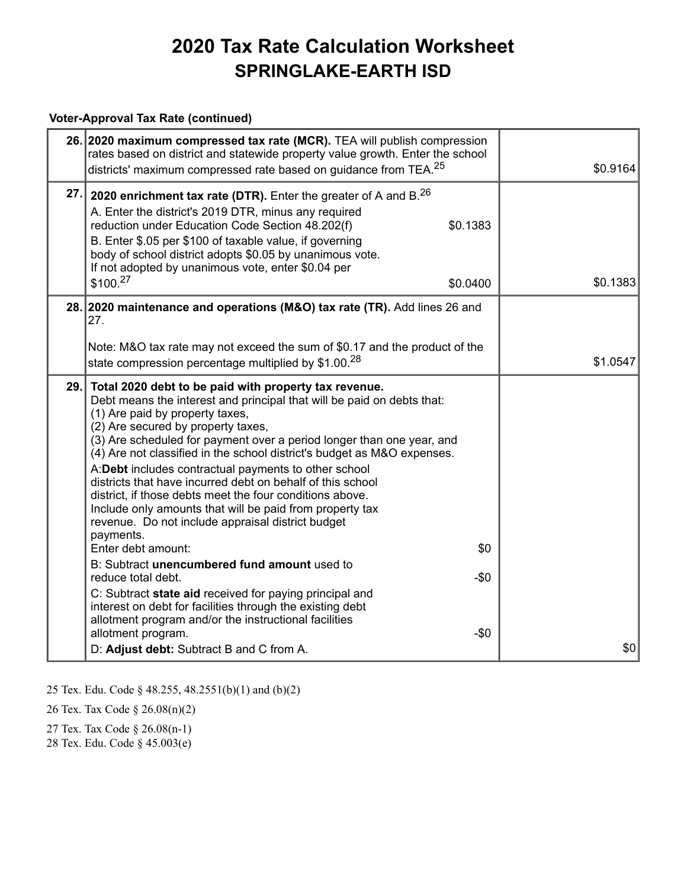# 2020 Tax Rate Calculation Worksheet
## SPRINGLAKE-EARTH ISD

**Voter-Approval Tax Rate (continued)**

| | | |
|---|---|---|
| 26. | **2020 maximum compressed tax rate (MCR).** TEA will publish compression rates based on district and statewide property value growth. Enter the school districts' maximum compressed rate based on guidance from TEA.[25] | $0.9164 |
| 27. | **2020 enrichment tax rate (DTR).** Enter the greater of A and B.[26]<br>A. Enter the district's 2019 DTR, minus any required reduction under Education Code Section 48.202(f) $0.1383<br>B. Enter $.05 per $100 of taxable value, if governing body of school district adopts $0.05 by unanimous vote. If not adopted by unanimous vote, enter $0.04 per $100.[27] $0.0400 | $0.1383 |
| 28. | **2020 maintenance and operations (M&O) tax rate (TR).** Add lines 26 and 27.<br><br>Note: M&O tax rate may not exceed the sum of $0.17 and the product of the state compression percentage multiplied by $1.00.[28] | $1.0547 |
| 29. | **Total 2020 debt to be paid with property tax revenue.**<br>Debt means the interest and principal that will be paid on debts that:<br>(1) Are paid by property taxes,<br>(2) Are secured by property taxes,<br>(3) Are scheduled for payment over a period longer than one year, and<br>(4) Are not classified in the school district's budget as M&O expenses.<br>A: **Debt** includes contractual payments to other school districts that have incurred debt on behalf of this school district, if those debts meet the four conditions above. Include only amounts that will be paid from property tax revenue. Do not include appraisal district budget payments.<br>Enter debt amount: $0<br>B: Subtract **unencumbered fund amount** used to reduce total debt. -$0<br>C: Subtract **state aid** received for paying principal and interest on debt for facilities through the existing debt allotment program and/or the instructional facilities allotment program. -$0<br>D: **Adjust debt:** Subtract B and C from A. | $0 |

25 Tex. Edu. Code § 48.255, 48.2551(b)(1) and (b)(2)

26 Tex. Tax Code § 26.08(n)(2)

27 Tex. Tax Code § 26.08(n-1)

28 Tex. Edu. Code § 45.003(e)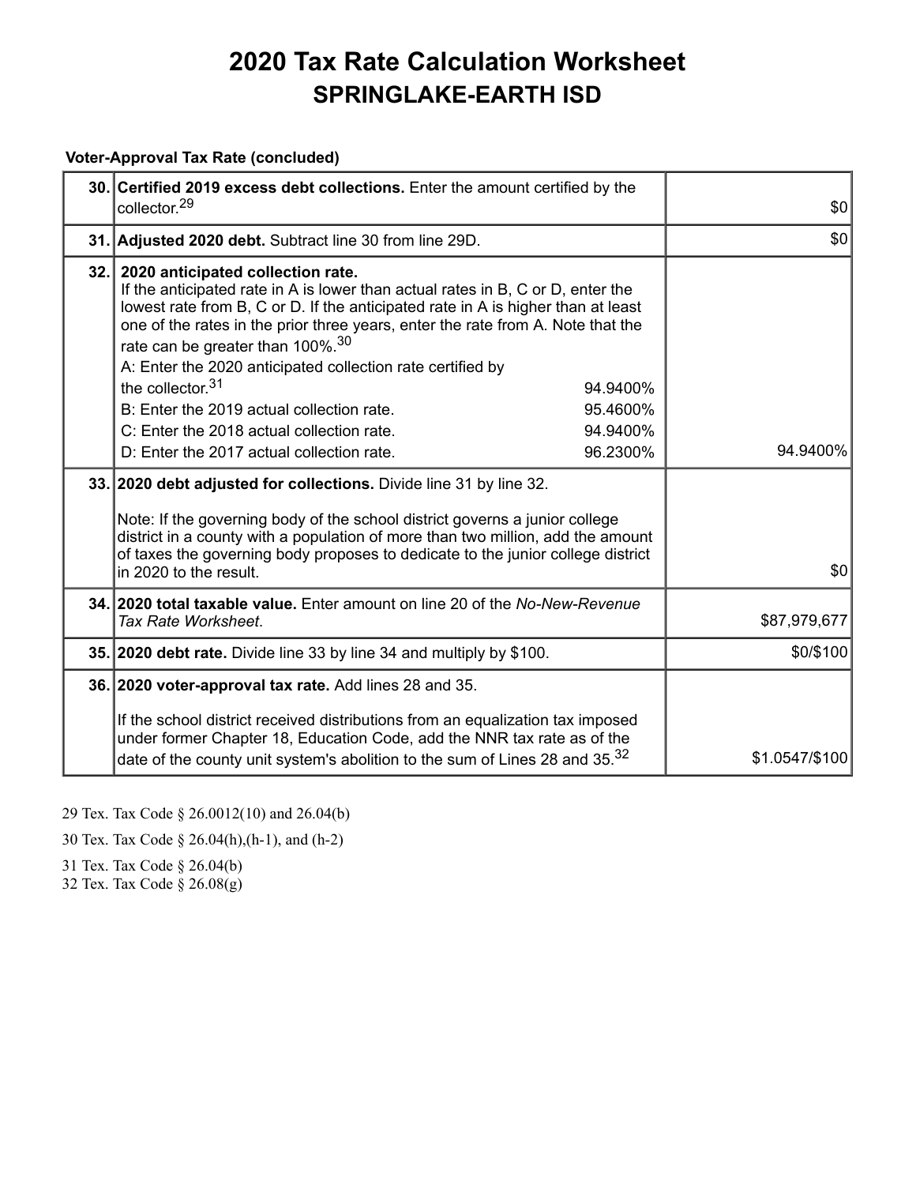# 2020 Tax Rate Calculation Worksheet
## SPRINGLAKE-EARTH ISD

**Voter-Approval Tax Rate (concluded)**

| Line | Description | Amount |
|---|---|---|
| 30. | **Certified 2019 excess debt collections.** Enter the amount certified by the collector.[29] | $0 |
| 31. | **Adjusted 2020 debt.** Subtract line 30 from line 29D. | $0 |
| 32. | **2020 anticipated collection rate.** If the anticipated rate in A is lower than actual rates in B, C or D, enter the lowest rate from B, C or D. If the anticipated rate in A is higher than at least one of the rates in the prior three years, enter the rate from A. Note that the rate can be greater than 100%.[30]<br>A: Enter the 2020 anticipated collection rate certified by the collector.[31] 94.9400%<br>B: Enter the 2019 actual collection rate. 95.4600%<br>C: Enter the 2018 actual collection rate. 94.9400%<br>D: Enter the 2017 actual collection rate. 96.2300% | 94.9400% |
| 33. | **2020 debt adjusted for collections.** Divide line 31 by line 32.<br><br>Note: If the governing body of the school district governs a junior college district in a county with a population of more than two million, add the amount of taxes the governing body proposes to dedicate to the junior college district in 2020 to the result. | $0 |
| 34. | **2020 total taxable value.** Enter amount on line 20 of the *No-New-Revenue Tax Rate Worksheet*. | $87,979,677 |
| 35. | **2020 debt rate.** Divide line 33 by line 34 and multiply by $100. | $0/$100 |
| 36. | **2020 voter-approval tax rate.** Add lines 28 and 35.<br><br>If the school district received distributions from an equalization tax imposed under former Chapter 18, Education Code, add the NNR tax rate as of the date of the county unit system's abolition to the sum of Lines 28 and 35.[32] | $1.0547/$100 |

29 Tex. Tax Code § 26.0012(10) and 26.04(b)

30 Tex. Tax Code § 26.04(h),(h-1), and (h-2)

31 Tex. Tax Code § 26.04(b)

32 Tex. Tax Code § 26.08(g)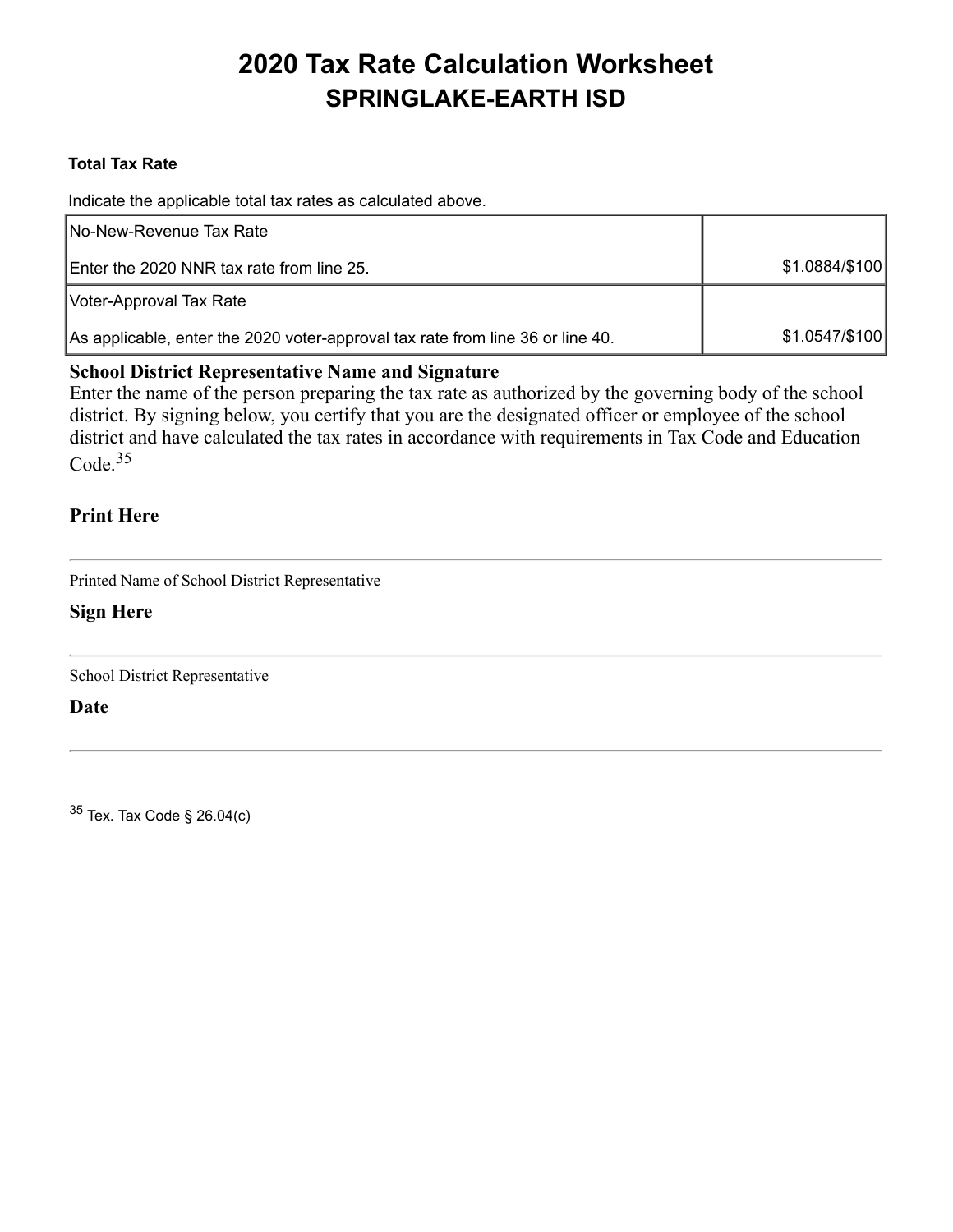# 2020 Tax Rate Calculation Worksheet
## SPRINGLAKE-EARTH ISD

**Total Tax Rate**

Indicate the applicable total tax rates as calculated above.

| | |
|---|---|
| No-New-Revenue Tax Rate<br>Enter the 2020 NNR tax rate from line 25. | $1.0884/$100 |
| Voter-Approval Tax Rate<br>As applicable, enter the 2020 voter-approval tax rate from line 36 or line 40. | $1.0547/$100 |

**School District Representative Name and Signature**

Enter the name of the person preparing the tax rate as authorized by the governing body of the school district. By signing below, you certify that you are the designated officer or employee of the school district and have calculated the tax rates in accordance with requirements in Tax Code and Education Code.[35]

**Print Here**

---

Printed Name of School District Representative

**Sign Here**

---

School District Representative

**Date**

---

[35] Tex. Tax Code § 26.04(c)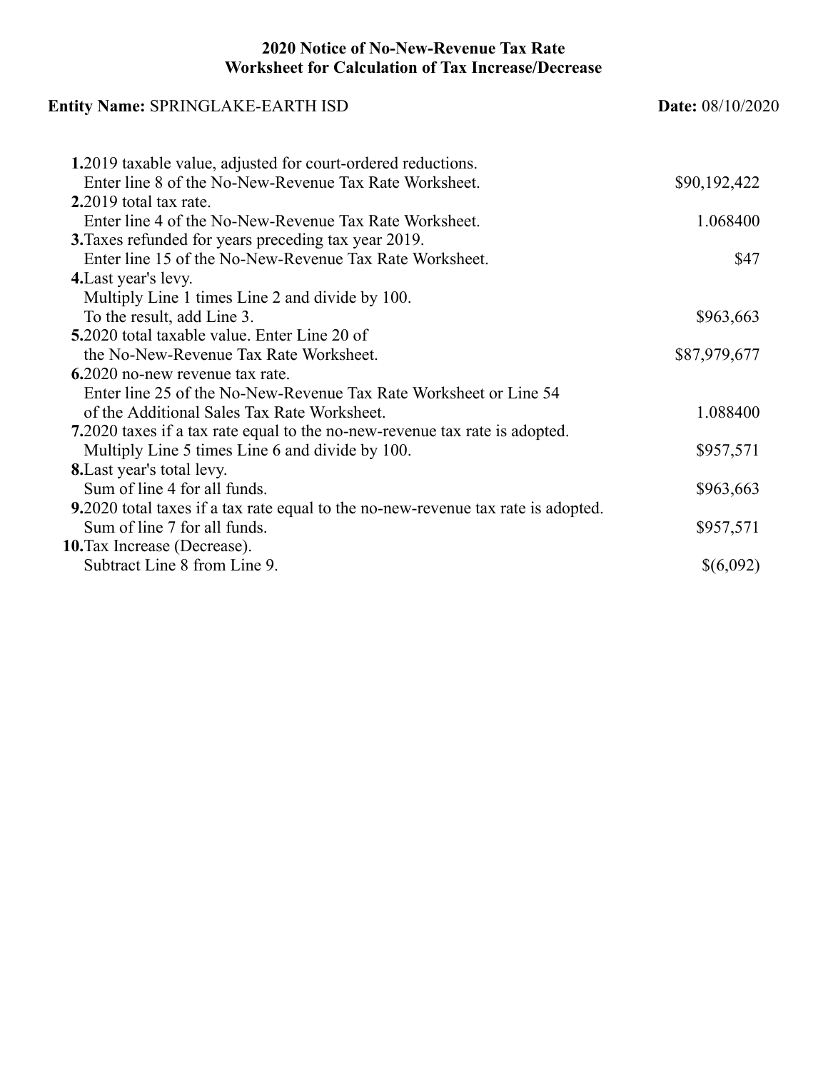# 2020 Notice of No-New-Revenue Tax Rate
## Worksheet for Calculation of Tax Increase/Decrease

**Entity Name:** SPRINGLAKE-EARTH ISD **Date:** 08/10/2020

| | |
|---|---|
| **1.** 2019 taxable value, adjusted for court-ordered reductions. Enter line 8 of the No-New-Revenue Tax Rate Worksheet. | $90,192,422 |
| **2.** 2019 total tax rate. Enter line 4 of the No-New-Revenue Tax Rate Worksheet. | 1.068400 |
| **3.** Taxes refunded for years preceding tax year 2019. Enter line 15 of the No-New-Revenue Tax Rate Worksheet. | $47 |
| **4.** Last year's levy. Multiply Line 1 times Line 2 and divide by 100. To the result, add Line 3. | $963,663 |
| **5.** 2020 total taxable value. Enter Line 20 of the No-New-Revenue Tax Rate Worksheet. | $87,979,677 |
| **6.** 2020 no-new revenue tax rate. Enter line 25 of the No-New-Revenue Tax Rate Worksheet or Line 54 of the Additional Sales Tax Rate Worksheet. | 1.088400 |
| **7.** 2020 taxes if a tax rate equal to the no-new-revenue tax rate is adopted. Multiply Line 5 times Line 6 and divide by 100. | $957,571 |
| **8.** Last year's total levy. Sum of line 4 for all funds. | $963,663 |
| **9.** 2020 total taxes if a tax rate equal to the no-new-revenue tax rate is adopted. Sum of line 7 for all funds. | $957,571 |
| **10.** Tax Increase (Decrease). Subtract Line 8 from Line 9. | $(6,092) |